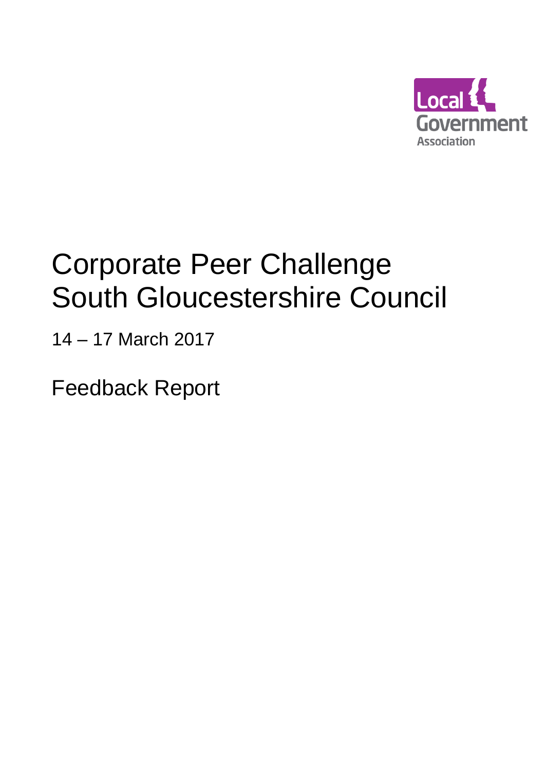Local Government Association

# Corporate Peer Challenge
# South Gloucestershire Council

14 – 17 March 2017

Feedback Report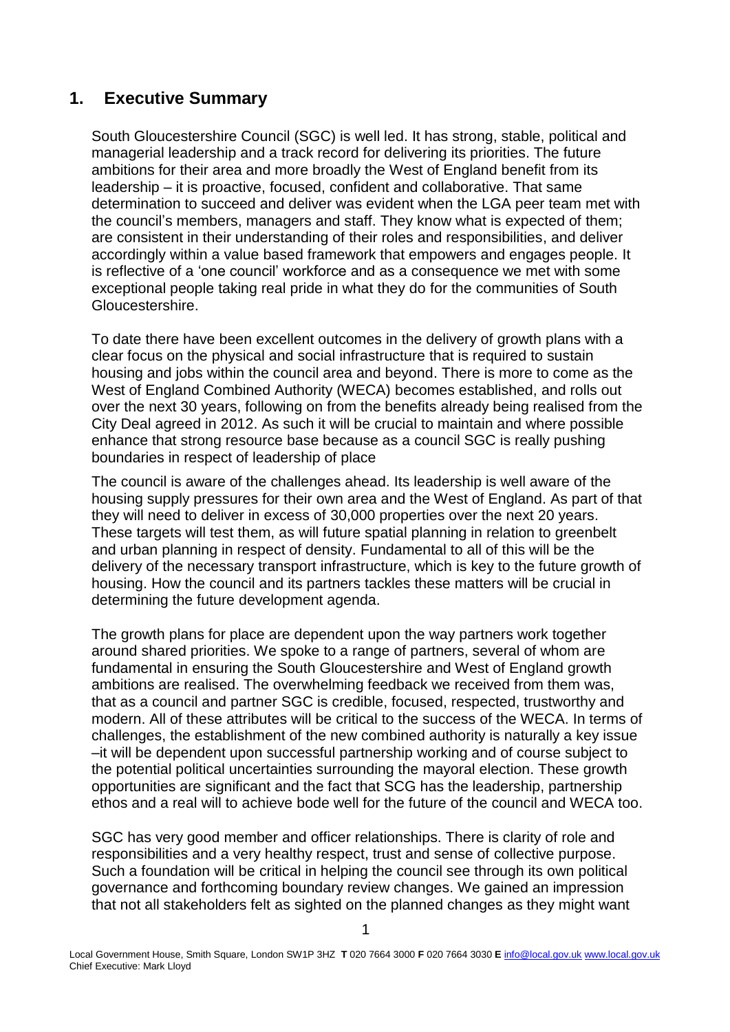## 1. Executive Summary

South Gloucestershire Council (SGC) is well led. It has strong, stable, political and managerial leadership and a track record for delivering its priorities. The future ambitions for their area and more broadly the West of England benefit from its leadership – it is proactive, focused, confident and collaborative. That same determination to succeed and deliver was evident when the LGA peer team met with the council's members, managers and staff. They know what is expected of them; are consistent in their understanding of their roles and responsibilities, and deliver accordingly within a value based framework that empowers and engages people. It is reflective of a 'one council' workforce and as a consequence we met with some exceptional people taking real pride in what they do for the communities of South Gloucestershire.

To date there have been excellent outcomes in the delivery of growth plans with a clear focus on the physical and social infrastructure that is required to sustain housing and jobs within the council area and beyond. There is more to come as the West of England Combined Authority (WECA) becomes established, and rolls out over the next 30 years, following on from the benefits already being realised from the City Deal agreed in 2012. As such it will be crucial to maintain and where possible enhance that strong resource base because as a council SGC is really pushing boundaries in respect of leadership of place

The council is aware of the challenges ahead. Its leadership is well aware of the housing supply pressures for their own area and the West of England. As part of that they will need to deliver in excess of 30,000 properties over the next 20 years. These targets will test them, as will future spatial planning in relation to greenbelt and urban planning in respect of density. Fundamental to all of this will be the delivery of the necessary transport infrastructure, which is key to the future growth of housing. How the council and its partners tackles these matters will be crucial in determining the future development agenda.

The growth plans for place are dependent upon the way partners work together around shared priorities. We spoke to a range of partners, several of whom are fundamental in ensuring the South Gloucestershire and West of England growth ambitions are realised. The overwhelming feedback we received from them was, that as a council and partner SGC is credible, focused, respected, trustworthy and modern. All of these attributes will be critical to the success of the WECA. In terms of challenges, the establishment of the new combined authority is naturally a key issue –it will be dependent upon successful partnership working and of course subject to the potential political uncertainties surrounding the mayoral election. These growth opportunities are significant and the fact that SCG has the leadership, partnership ethos and a real will to achieve bode well for the future of the council and WECA too.

SGC has very good member and officer relationships. There is clarity of role and responsibilities and a very healthy respect, trust and sense of collective purpose. Such a foundation will be critical in helping the council see through its own political governance and forthcoming boundary review changes. We gained an impression that not all stakeholders felt as sighted on the planned changes as they might want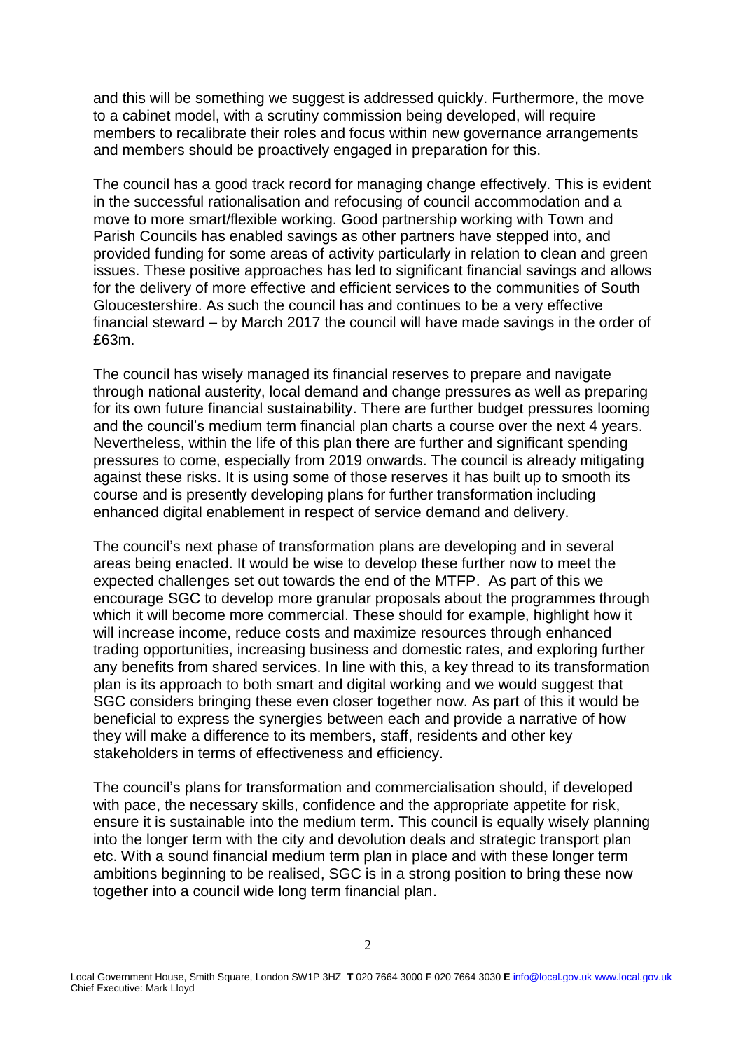and this will be something we suggest is addressed quickly. Furthermore, the move to a cabinet model, with a scrutiny commission being developed, will require members to recalibrate their roles and focus within new governance arrangements and members should be proactively engaged in preparation for this.

The council has a good track record for managing change effectively. This is evident in the successful rationalisation and refocusing of council accommodation and a move to more smart/flexible working. Good partnership working with Town and Parish Councils has enabled savings as other partners have stepped into, and provided funding for some areas of activity particularly in relation to clean and green issues. These positive approaches has led to significant financial savings and allows for the delivery of more effective and efficient services to the communities of South Gloucestershire. As such the council has and continues to be a very effective financial steward – by March 2017 the council will have made savings in the order of £63m.

The council has wisely managed its financial reserves to prepare and navigate through national austerity, local demand and change pressures as well as preparing for its own future financial sustainability. There are further budget pressures looming and the council's medium term financial plan charts a course over the next 4 years. Nevertheless, within the life of this plan there are further and significant spending pressures to come, especially from 2019 onwards. The council is already mitigating against these risks. It is using some of those reserves it has built up to smooth its course and is presently developing plans for further transformation including enhanced digital enablement in respect of service demand and delivery.

The council's next phase of transformation plans are developing and in several areas being enacted. It would be wise to develop these further now to meet the expected challenges set out towards the end of the MTFP. As part of this we encourage SGC to develop more granular proposals about the programmes through which it will become more commercial. These should for example, highlight how it will increase income, reduce costs and maximize resources through enhanced trading opportunities, increasing business and domestic rates, and exploring further any benefits from shared services. In line with this, a key thread to its transformation plan is its approach to both smart and digital working and we would suggest that SGC considers bringing these even closer together now. As part of this it would be beneficial to express the synergies between each and provide a narrative of how they will make a difference to its members, staff, residents and other key stakeholders in terms of effectiveness and efficiency.

The council's plans for transformation and commercialisation should, if developed with pace, the necessary skills, confidence and the appropriate appetite for risk, ensure it is sustainable into the medium term. This council is equally wisely planning into the longer term with the city and devolution deals and strategic transport plan etc. With a sound financial medium term plan in place and with these longer term ambitions beginning to be realised, SGC is in a strong position to bring these now together into a council wide long term financial plan.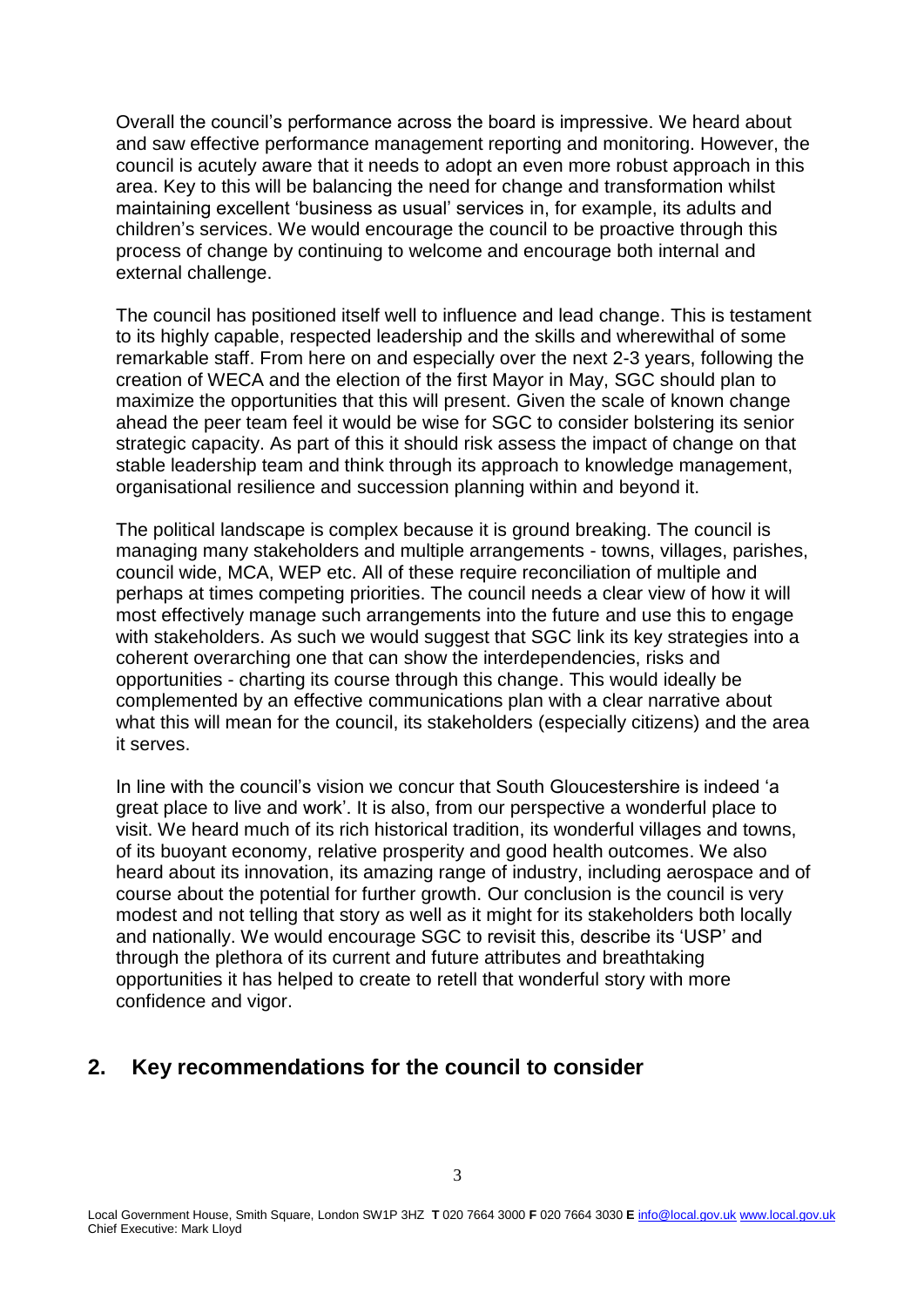Overall the council's performance across the board is impressive. We heard about and saw effective performance management reporting and monitoring. However, the council is acutely aware that it needs to adopt an even more robust approach in this area. Key to this will be balancing the need for change and transformation whilst maintaining excellent 'business as usual' services in, for example, its adults and children's services. We would encourage the council to be proactive through this process of change by continuing to welcome and encourage both internal and external challenge.

The council has positioned itself well to influence and lead change. This is testament to its highly capable, respected leadership and the skills and wherewithal of some remarkable staff. From here on and especially over the next 2-3 years, following the creation of WECA and the election of the first Mayor in May, SGC should plan to maximize the opportunities that this will present. Given the scale of known change ahead the peer team feel it would be wise for SGC to consider bolstering its senior strategic capacity. As part of this it should risk assess the impact of change on that stable leadership team and think through its approach to knowledge management, organisational resilience and succession planning within and beyond it.

The political landscape is complex because it is ground breaking. The council is managing many stakeholders and multiple arrangements - towns, villages, parishes, council wide, MCA, WEP etc. All of these require reconciliation of multiple and perhaps at times competing priorities. The council needs a clear view of how it will most effectively manage such arrangements into the future and use this to engage with stakeholders. As such we would suggest that SGC link its key strategies into a coherent overarching one that can show the interdependencies, risks and opportunities - charting its course through this change. This would ideally be complemented by an effective communications plan with a clear narrative about what this will mean for the council, its stakeholders (especially citizens) and the area it serves.

In line with the council's vision we concur that South Gloucestershire is indeed 'a great place to live and work'. It is also, from our perspective a wonderful place to visit. We heard much of its rich historical tradition, its wonderful villages and towns, of its buoyant economy, relative prosperity and good health outcomes. We also heard about its innovation, its amazing range of industry, including aerospace and of course about the potential for further growth. Our conclusion is the council is very modest and not telling that story as well as it might for its stakeholders both locally and nationally. We would encourage SGC to revisit this, describe its 'USP' and through the plethora of its current and future attributes and breathtaking opportunities it has helped to create to retell that wonderful story with more confidence and vigor.

## 2. Key recommendations for the council to consider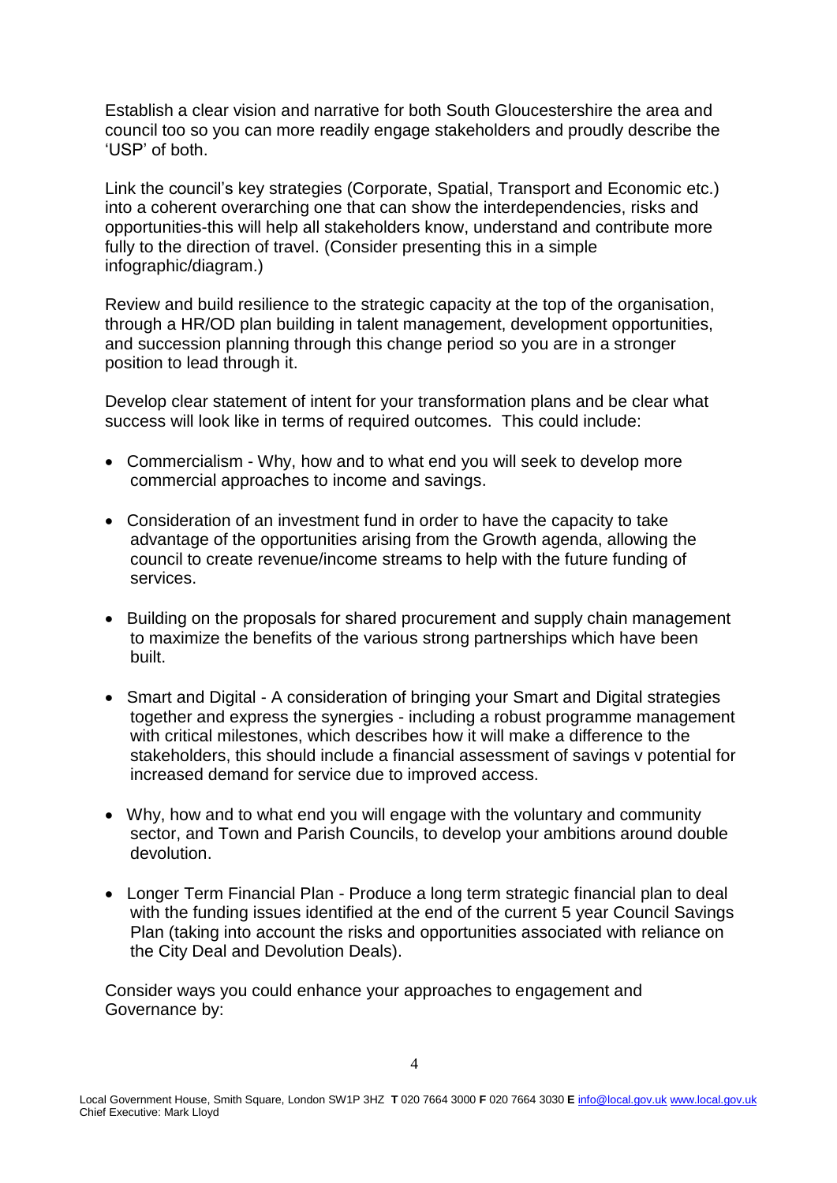Establish a clear vision and narrative for both South Gloucestershire the area and council too so you can more readily engage stakeholders and proudly describe the 'USP' of both.

Link the council's key strategies (Corporate, Spatial, Transport and Economic etc.) into a coherent overarching one that can show the interdependencies, risks and opportunities-this will help all stakeholders know, understand and contribute more fully to the direction of travel. (Consider presenting this in a simple infographic/diagram.)

Review and build resilience to the strategic capacity at the top of the organisation, through a HR/OD plan building in talent management, development opportunities, and succession planning through this change period so you are in a stronger position to lead through it.

Develop clear statement of intent for your transformation plans and be clear what success will look like in terms of required outcomes. This could include:

- Commercialism - Why, how and to what end you will seek to develop more commercial approaches to income and savings.
- Consideration of an investment fund in order to have the capacity to take advantage of the opportunities arising from the Growth agenda, allowing the council to create revenue/income streams to help with the future funding of services.
- Building on the proposals for shared procurement and supply chain management to maximize the benefits of the various strong partnerships which have been built.
- Smart and Digital - A consideration of bringing your Smart and Digital strategies together and express the synergies - including a robust programme management with critical milestones, which describes how it will make a difference to the stakeholders, this should include a financial assessment of savings v potential for increased demand for service due to improved access.
- Why, how and to what end you will engage with the voluntary and community sector, and Town and Parish Councils, to develop your ambitions around double devolution.
- Longer Term Financial Plan - Produce a long term strategic financial plan to deal with the funding issues identified at the end of the current 5 year Council Savings Plan (taking into account the risks and opportunities associated with reliance on the City Deal and Devolution Deals).

Consider ways you could enhance your approaches to engagement and Governance by: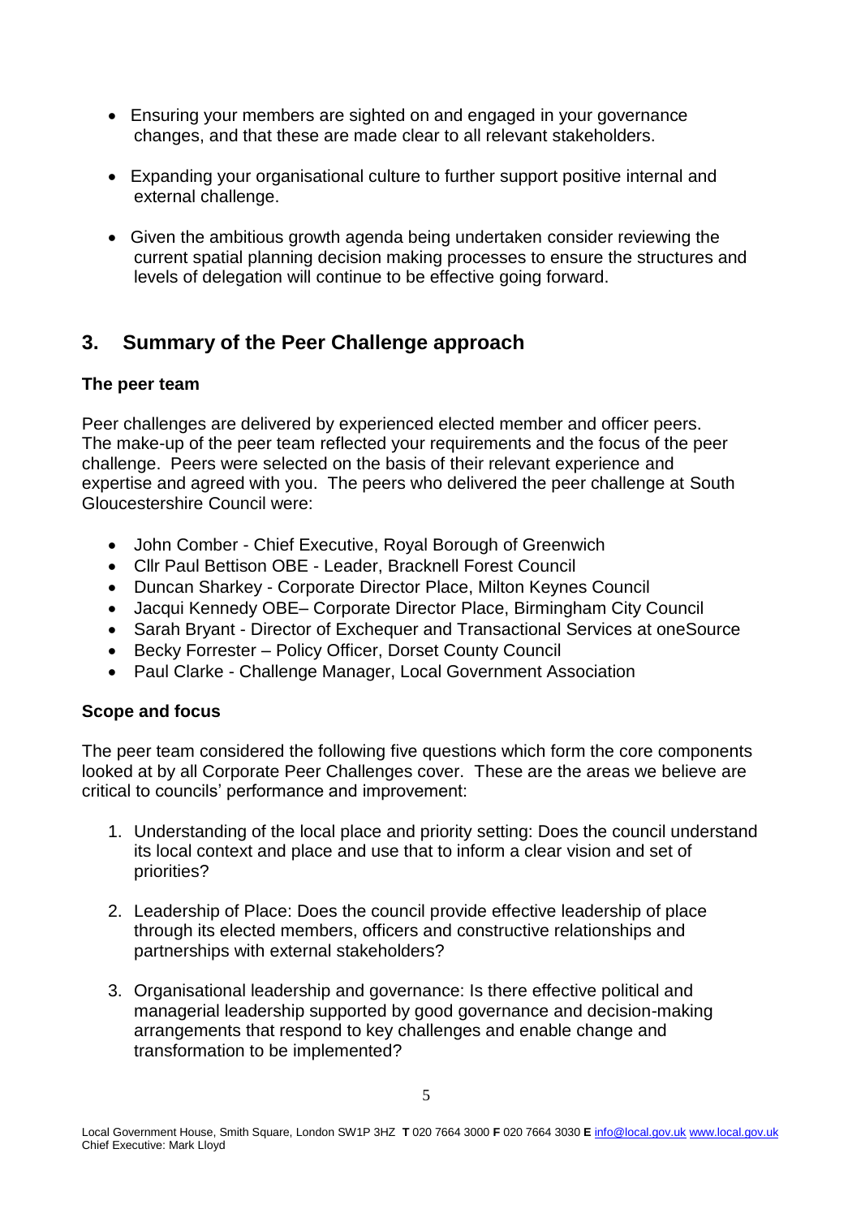- Ensuring your members are sighted on and engaged in your governance changes, and that these are made clear to all relevant stakeholders.
- Expanding your organisational culture to further support positive internal and external challenge.
- Given the ambitious growth agenda being undertaken consider reviewing the current spatial planning decision making processes to ensure the structures and levels of delegation will continue to be effective going forward.

## 3. Summary of the Peer Challenge approach

### The peer team

Peer challenges are delivered by experienced elected member and officer peers. The make-up of the peer team reflected your requirements and the focus of the peer challenge. Peers were selected on the basis of their relevant experience and expertise and agreed with you. The peers who delivered the peer challenge at South Gloucestershire Council were:

- John Comber - Chief Executive, Royal Borough of Greenwich
- Cllr Paul Bettison OBE - Leader, Bracknell Forest Council
- Duncan Sharkey - Corporate Director Place, Milton Keynes Council
- Jacqui Kennedy OBE– Corporate Director Place, Birmingham City Council
- Sarah Bryant - Director of Exchequer and Transactional Services at oneSource
- Becky Forrester – Policy Officer, Dorset County Council
- Paul Clarke - Challenge Manager, Local Government Association

### Scope and focus

The peer team considered the following five questions which form the core components looked at by all Corporate Peer Challenges cover. These are the areas we believe are critical to councils' performance and improvement:

1. Understanding of the local place and priority setting: Does the council understand its local context and place and use that to inform a clear vision and set of priorities?
2. Leadership of Place: Does the council provide effective leadership of place through its elected members, officers and constructive relationships and partnerships with external stakeholders?
3. Organisational leadership and governance: Is there effective political and managerial leadership supported by good governance and decision-making arrangements that respond to key challenges and enable change and transformation to be implemented?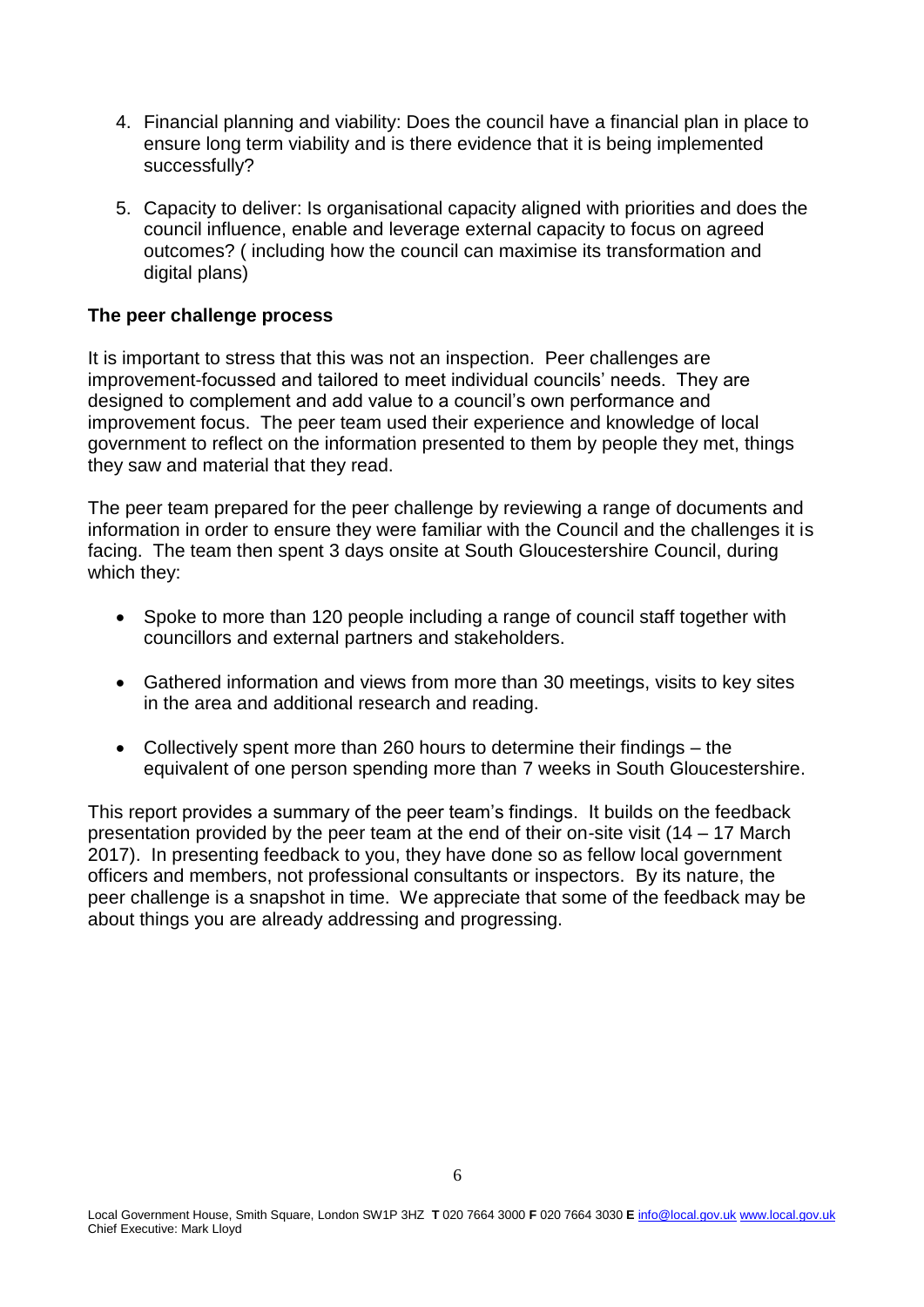4. Financial planning and viability: Does the council have a financial plan in place to ensure long term viability and is there evidence that it is being implemented successfully?

5. Capacity to deliver: Is organisational capacity aligned with priorities and does the council influence, enable and leverage external capacity to focus on agreed outcomes? ( including how the council can maximise its transformation and digital plans)

**The peer challenge process**

It is important to stress that this was not an inspection. Peer challenges are improvement-focussed and tailored to meet individual councils' needs. They are designed to complement and add value to a council's own performance and improvement focus. The peer team used their experience and knowledge of local government to reflect on the information presented to them by people they met, things they saw and material that they read.

The peer team prepared for the peer challenge by reviewing a range of documents and information in order to ensure they were familiar with the Council and the challenges it is facing. The team then spent 3 days onsite at South Gloucestershire Council, during which they:

- Spoke to more than 120 people including a range of council staff together with councillors and external partners and stakeholders.

- Gathered information and views from more than 30 meetings, visits to key sites in the area and additional research and reading.

- Collectively spent more than 260 hours to determine their findings – the equivalent of one person spending more than 7 weeks in South Gloucestershire.

This report provides a summary of the peer team's findings. It builds on the feedback presentation provided by the peer team at the end of their on-site visit (14 – 17 March 2017). In presenting feedback to you, they have done so as fellow local government officers and members, not professional consultants or inspectors. By its nature, the peer challenge is a snapshot in time. We appreciate that some of the feedback may be about things you are already addressing and progressing.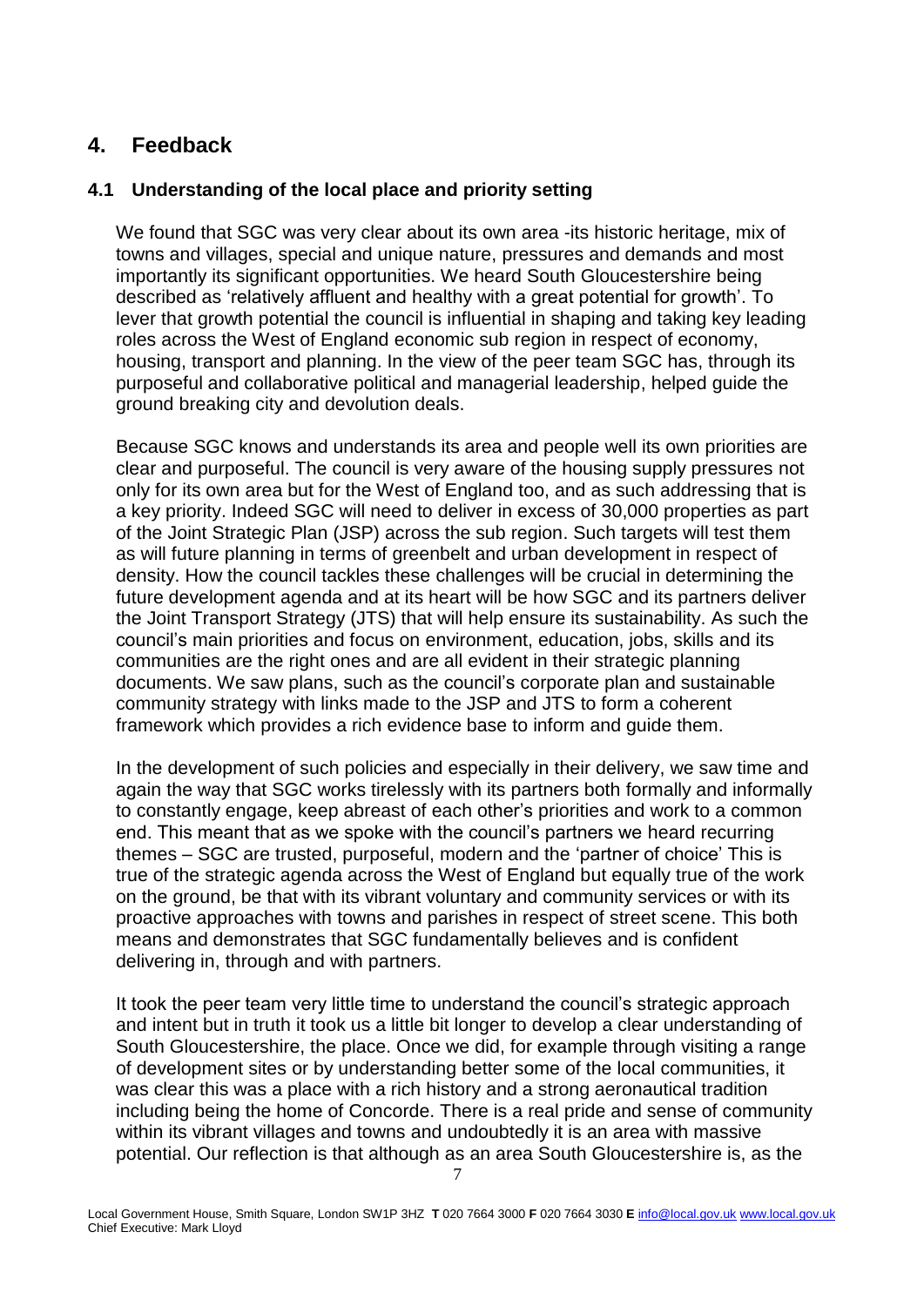## 4. Feedback

### 4.1 Understanding of the local place and priority setting

We found that SGC was very clear about its own area -its historic heritage, mix of towns and villages, special and unique nature, pressures and demands and most importantly its significant opportunities. We heard South Gloucestershire being described as 'relatively affluent and healthy with a great potential for growth'. To lever that growth potential the council is influential in shaping and taking key leading roles across the West of England economic sub region in respect of economy, housing, transport and planning. In the view of the peer team SGC has, through its purposeful and collaborative political and managerial leadership, helped guide the ground breaking city and devolution deals.

Because SGC knows and understands its area and people well its own priorities are clear and purposeful. The council is very aware of the housing supply pressures not only for its own area but for the West of England too, and as such addressing that is a key priority. Indeed SGC will need to deliver in excess of 30,000 properties as part of the Joint Strategic Plan (JSP) across the sub region. Such targets will test them as will future planning in terms of greenbelt and urban development in respect of density. How the council tackles these challenges will be crucial in determining the future development agenda and at its heart will be how SGC and its partners deliver the Joint Transport Strategy (JTS) that will help ensure its sustainability. As such the council's main priorities and focus on environment, education, jobs, skills and its communities are the right ones and are all evident in their strategic planning documents. We saw plans, such as the council's corporate plan and sustainable community strategy with links made to the JSP and JTS to form a coherent framework which provides a rich evidence base to inform and guide them.

In the development of such policies and especially in their delivery, we saw time and again the way that SGC works tirelessly with its partners both formally and informally to constantly engage, keep abreast of each other's priorities and work to a common end. This meant that as we spoke with the council's partners we heard recurring themes – SGC are trusted, purposeful, modern and the 'partner of choice' This is true of the strategic agenda across the West of England but equally true of the work on the ground, be that with its vibrant voluntary and community services or with its proactive approaches with towns and parishes in respect of street scene. This both means and demonstrates that SGC fundamentally believes and is confident delivering in, through and with partners.

It took the peer team very little time to understand the council's strategic approach and intent but in truth it took us a little bit longer to develop a clear understanding of South Gloucestershire, the place. Once we did, for example through visiting a range of development sites or by understanding better some of the local communities, it was clear this was a place with a rich history and a strong aeronautical tradition including being the home of Concorde. There is a real pride and sense of community within its vibrant villages and towns and undoubtedly it is an area with massive potential. Our reflection is that although as an area South Gloucestershire is, as the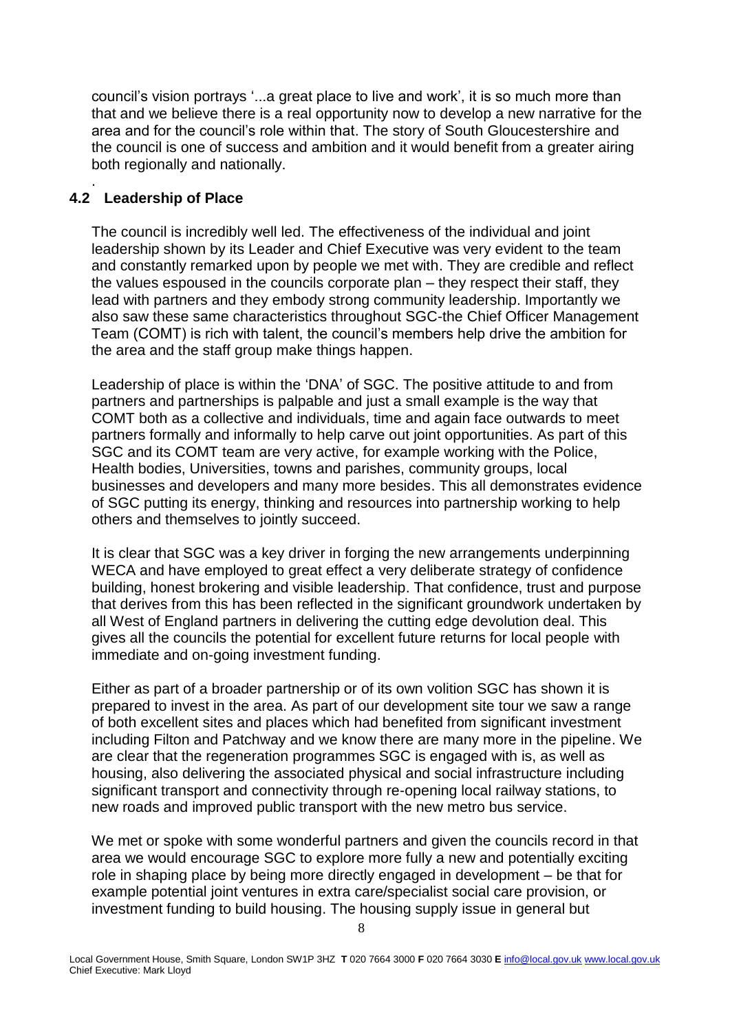council's vision portrays '...a great place to live and work', it is so much more than that and we believe there is a real opportunity now to develop a new narrative for the area and for the council's role within that. The story of South Gloucestershire and the council is one of success and ambition and it would benefit from a greater airing both regionally and nationally.

.

## 4.2 Leadership of Place

The council is incredibly well led. The effectiveness of the individual and joint leadership shown by its Leader and Chief Executive was very evident to the team and constantly remarked upon by people we met with. They are credible and reflect the values espoused in the councils corporate plan – they respect their staff, they lead with partners and they embody strong community leadership. Importantly we also saw these same characteristics throughout SGC-the Chief Officer Management Team (COMT) is rich with talent, the council's members help drive the ambition for the area and the staff group make things happen.

Leadership of place is within the 'DNA' of SGC. The positive attitude to and from partners and partnerships is palpable and just a small example is the way that COMT both as a collective and individuals, time and again face outwards to meet partners formally and informally to help carve out joint opportunities. As part of this SGC and its COMT team are very active, for example working with the Police, Health bodies, Universities, towns and parishes, community groups, local businesses and developers and many more besides. This all demonstrates evidence of SGC putting its energy, thinking and resources into partnership working to help others and themselves to jointly succeed.

It is clear that SGC was a key driver in forging the new arrangements underpinning WECA and have employed to great effect a very deliberate strategy of confidence building, honest brokering and visible leadership. That confidence, trust and purpose that derives from this has been reflected in the significant groundwork undertaken by all West of England partners in delivering the cutting edge devolution deal. This gives all the councils the potential for excellent future returns for local people with immediate and on-going investment funding.

Either as part of a broader partnership or of its own volition SGC has shown it is prepared to invest in the area. As part of our development site tour we saw a range of both excellent sites and places which had benefited from significant investment including Filton and Patchway and we know there are many more in the pipeline. We are clear that the regeneration programmes SGC is engaged with is, as well as housing, also delivering the associated physical and social infrastructure including significant transport and connectivity through re-opening local railway stations, to new roads and improved public transport with the new metro bus service.

We met or spoke with some wonderful partners and given the councils record in that area we would encourage SGC to explore more fully a new and potentially exciting role in shaping place by being more directly engaged in development – be that for example potential joint ventures in extra care/specialist social care provision, or investment funding to build housing. The housing supply issue in general but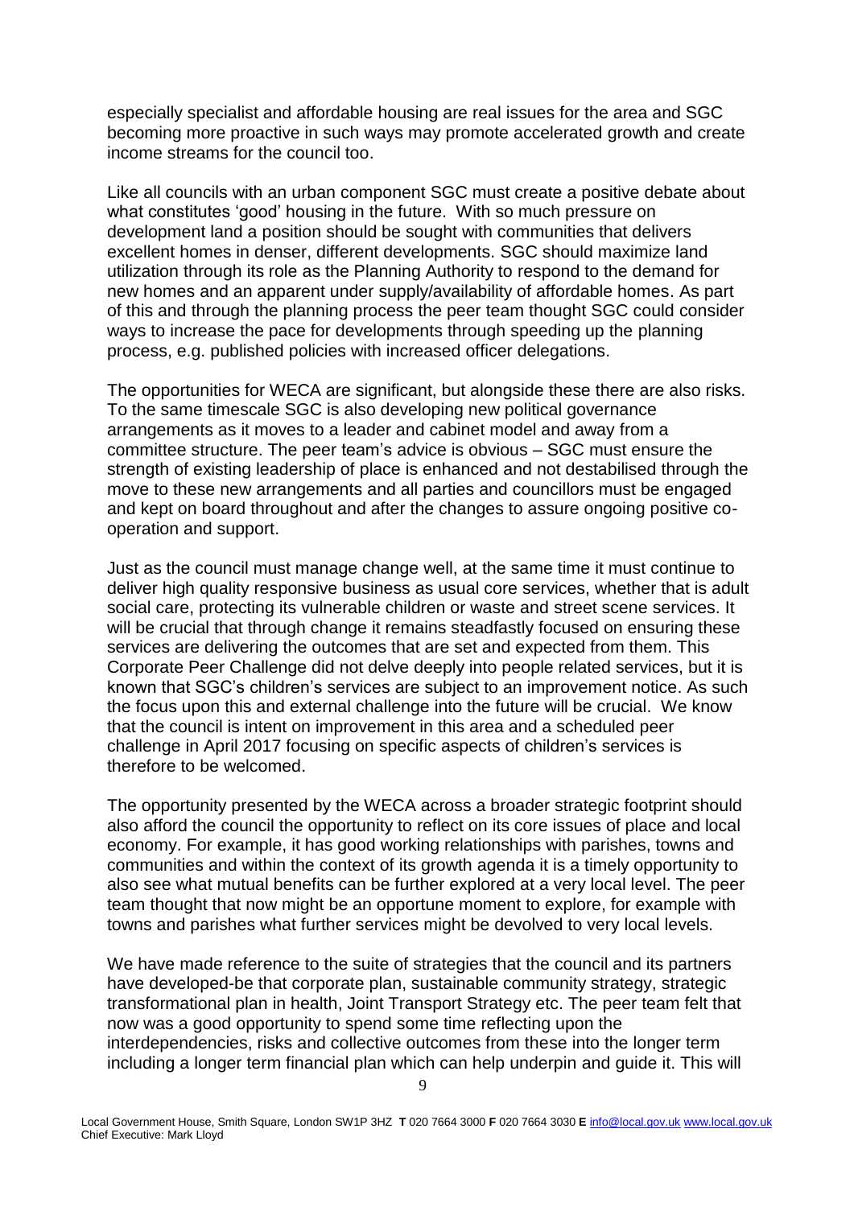especially specialist and affordable housing are real issues for the area and SGC becoming more proactive in such ways may promote accelerated growth and create income streams for the council too.

Like all councils with an urban component SGC must create a positive debate about what constitutes 'good' housing in the future. With so much pressure on development land a position should be sought with communities that delivers excellent homes in denser, different developments. SGC should maximize land utilization through its role as the Planning Authority to respond to the demand for new homes and an apparent under supply/availability of affordable homes. As part of this and through the planning process the peer team thought SGC could consider ways to increase the pace for developments through speeding up the planning process, e.g. published policies with increased officer delegations.

The opportunities for WECA are significant, but alongside these there are also risks. To the same timescale SGC is also developing new political governance arrangements as it moves to a leader and cabinet model and away from a committee structure. The peer team's advice is obvious – SGC must ensure the strength of existing leadership of place is enhanced and not destabilised through the move to these new arrangements and all parties and councillors must be engaged and kept on board throughout and after the changes to assure ongoing positive co-operation and support.

Just as the council must manage change well, at the same time it must continue to deliver high quality responsive business as usual core services, whether that is adult social care, protecting its vulnerable children or waste and street scene services. It will be crucial that through change it remains steadfastly focused on ensuring these services are delivering the outcomes that are set and expected from them. This Corporate Peer Challenge did not delve deeply into people related services, but it is known that SGC's children's services are subject to an improvement notice. As such the focus upon this and external challenge into the future will be crucial. We know that the council is intent on improvement in this area and a scheduled peer challenge in April 2017 focusing on specific aspects of children's services is therefore to be welcomed.

The opportunity presented by the WECA across a broader strategic footprint should also afford the council the opportunity to reflect on its core issues of place and local economy. For example, it has good working relationships with parishes, towns and communities and within the context of its growth agenda it is a timely opportunity to also see what mutual benefits can be further explored at a very local level. The peer team thought that now might be an opportune moment to explore, for example with towns and parishes what further services might be devolved to very local levels.

We have made reference to the suite of strategies that the council and its partners have developed-be that corporate plan, sustainable community strategy, strategic transformational plan in health, Joint Transport Strategy etc. The peer team felt that now was a good opportunity to spend some time reflecting upon the interdependencies, risks and collective outcomes from these into the longer term including a longer term financial plan which can help underpin and guide it. This will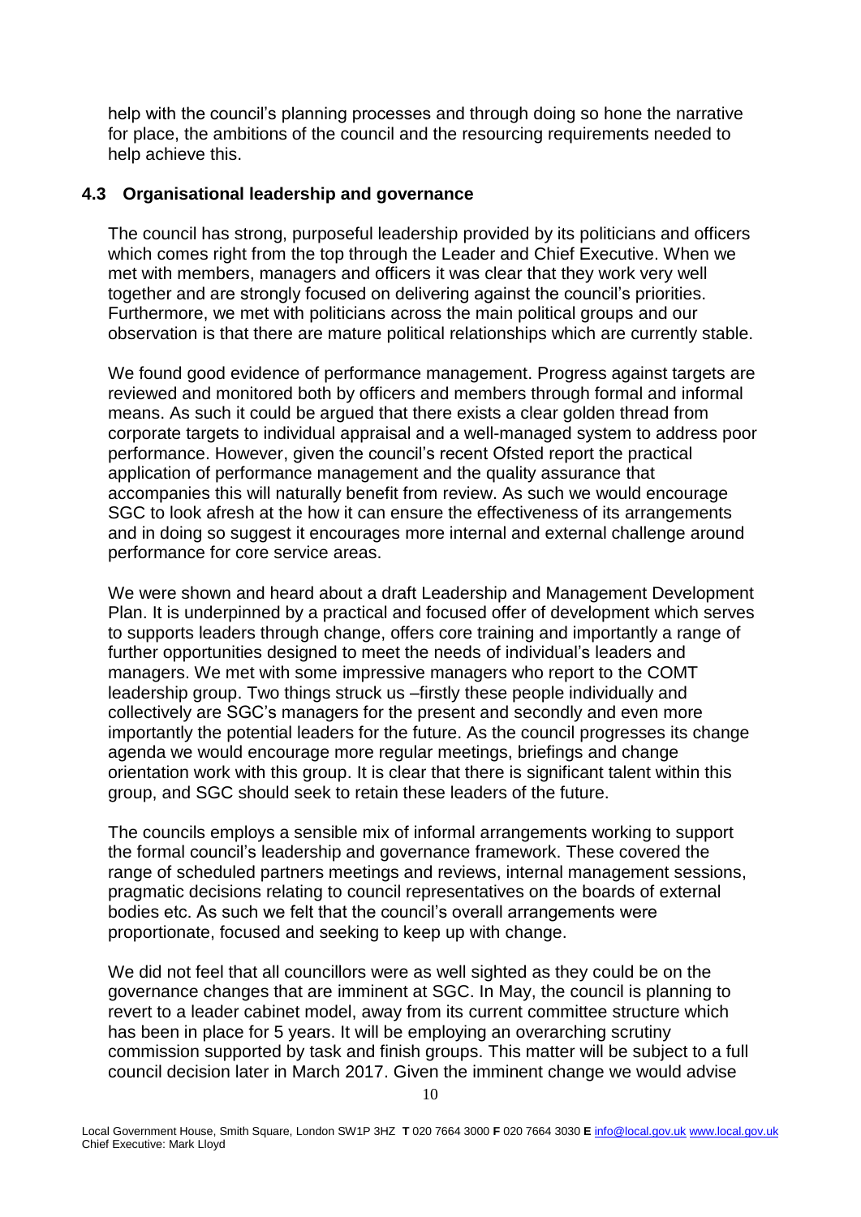help with the council's planning processes and through doing so hone the narrative for place, the ambitions of the council and the resourcing requirements needed to help achieve this.

### 4.3 Organisational leadership and governance

The council has strong, purposeful leadership provided by its politicians and officers which comes right from the top through the Leader and Chief Executive. When we met with members, managers and officers it was clear that they work very well together and are strongly focused on delivering against the council's priorities. Furthermore, we met with politicians across the main political groups and our observation is that there are mature political relationships which are currently stable.

We found good evidence of performance management. Progress against targets are reviewed and monitored both by officers and members through formal and informal means. As such it could be argued that there exists a clear golden thread from corporate targets to individual appraisal and a well-managed system to address poor performance. However, given the council's recent Ofsted report the practical application of performance management and the quality assurance that accompanies this will naturally benefit from review. As such we would encourage SGC to look afresh at the how it can ensure the effectiveness of its arrangements and in doing so suggest it encourages more internal and external challenge around performance for core service areas.

We were shown and heard about a draft Leadership and Management Development Plan. It is underpinned by a practical and focused offer of development which serves to supports leaders through change, offers core training and importantly a range of further opportunities designed to meet the needs of individual's leaders and managers. We met with some impressive managers who report to the COMT leadership group. Two things struck us –firstly these people individually and collectively are SGC's managers for the present and secondly and even more importantly the potential leaders for the future. As the council progresses its change agenda we would encourage more regular meetings, briefings and change orientation work with this group. It is clear that there is significant talent within this group, and SGC should seek to retain these leaders of the future.

The councils employs a sensible mix of informal arrangements working to support the formal council's leadership and governance framework. These covered the range of scheduled partners meetings and reviews, internal management sessions, pragmatic decisions relating to council representatives on the boards of external bodies etc. As such we felt that the council's overall arrangements were proportionate, focused and seeking to keep up with change.

We did not feel that all councillors were as well sighted as they could be on the governance changes that are imminent at SGC. In May, the council is planning to revert to a leader cabinet model, away from its current committee structure which has been in place for 5 years. It will be employing an overarching scrutiny commission supported by task and finish groups. This matter will be subject to a full council decision later in March 2017. Given the imminent change we would advise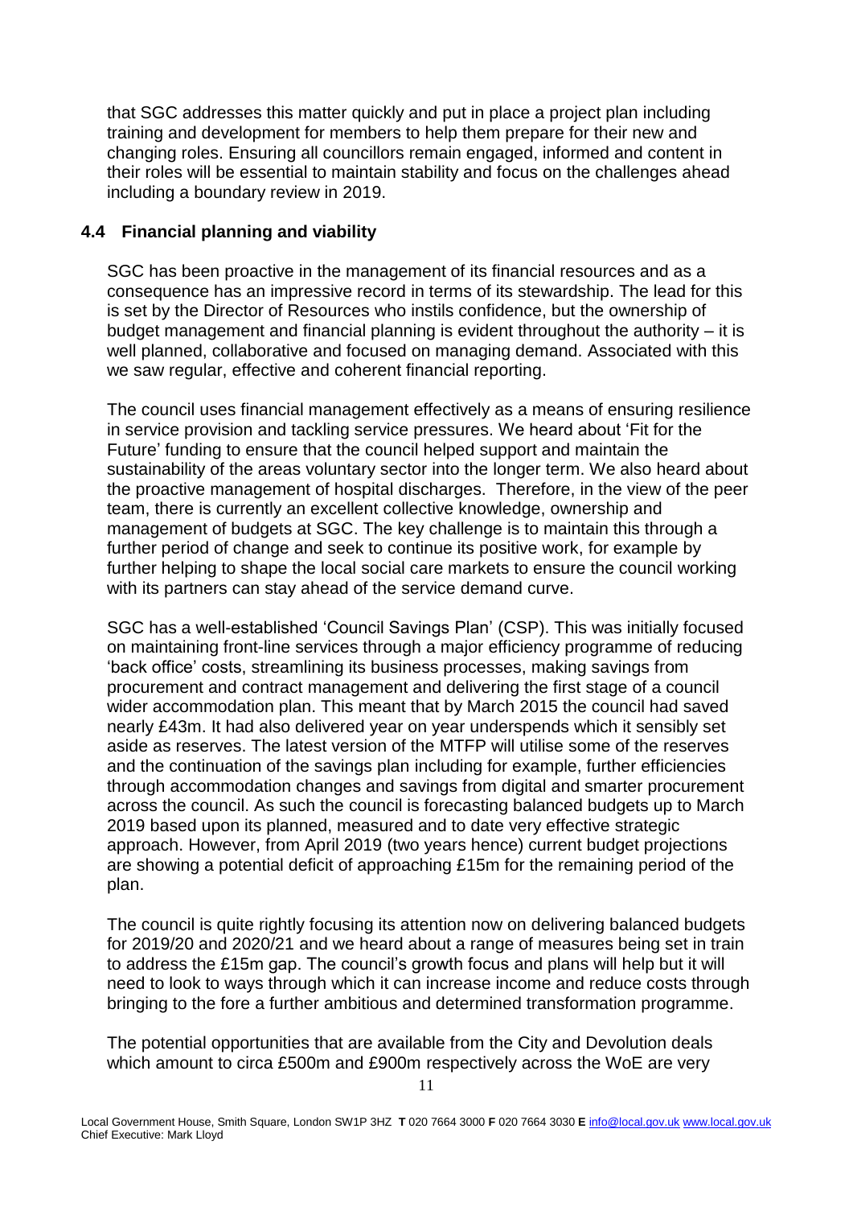that SGC addresses this matter quickly and put in place a project plan including training and development for members to help them prepare for their new and changing roles. Ensuring all councillors remain engaged, informed and content in their roles will be essential to maintain stability and focus on the challenges ahead including a boundary review in 2019.

### 4.4 Financial planning and viability

SGC has been proactive in the management of its financial resources and as a consequence has an impressive record in terms of its stewardship. The lead for this is set by the Director of Resources who instils confidence, but the ownership of budget management and financial planning is evident throughout the authority – it is well planned, collaborative and focused on managing demand. Associated with this we saw regular, effective and coherent financial reporting.

The council uses financial management effectively as a means of ensuring resilience in service provision and tackling service pressures. We heard about 'Fit for the Future' funding to ensure that the council helped support and maintain the sustainability of the areas voluntary sector into the longer term. We also heard about the proactive management of hospital discharges. Therefore, in the view of the peer team, there is currently an excellent collective knowledge, ownership and management of budgets at SGC. The key challenge is to maintain this through a further period of change and seek to continue its positive work, for example by further helping to shape the local social care markets to ensure the council working with its partners can stay ahead of the service demand curve.

SGC has a well-established 'Council Savings Plan' (CSP). This was initially focused on maintaining front-line services through a major efficiency programme of reducing 'back office' costs, streamlining its business processes, making savings from procurement and contract management and delivering the first stage of a council wider accommodation plan. This meant that by March 2015 the council had saved nearly £43m. It had also delivered year on year underspends which it sensibly set aside as reserves. The latest version of the MTFP will utilise some of the reserves and the continuation of the savings plan including for example, further efficiencies through accommodation changes and savings from digital and smarter procurement across the council. As such the council is forecasting balanced budgets up to March 2019 based upon its planned, measured and to date very effective strategic approach. However, from April 2019 (two years hence) current budget projections are showing a potential deficit of approaching £15m for the remaining period of the plan.

The council is quite rightly focusing its attention now on delivering balanced budgets for 2019/20 and 2020/21 and we heard about a range of measures being set in train to address the £15m gap. The council's growth focus and plans will help but it will need to look to ways through which it can increase income and reduce costs through bringing to the fore a further ambitious and determined transformation programme.

The potential opportunities that are available from the City and Devolution deals which amount to circa £500m and £900m respectively across the WoE are very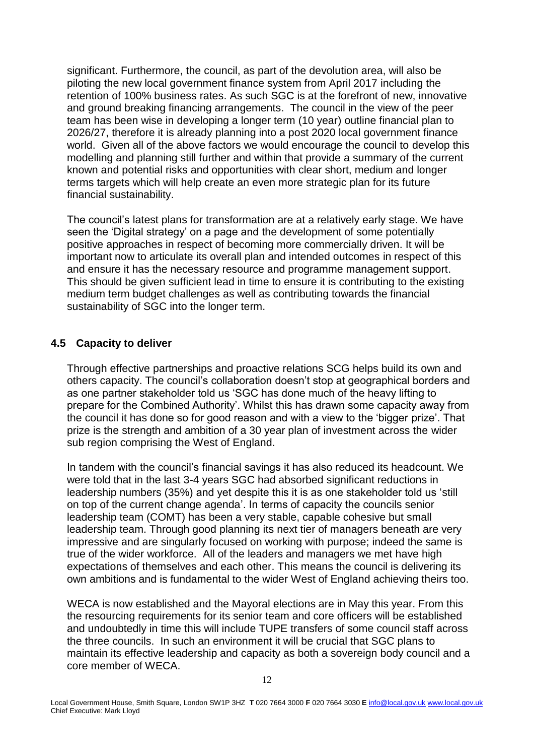significant. Furthermore, the council, as part of the devolution area, will also be piloting the new local government finance system from April 2017 including the retention of 100% business rates. As such SGC is at the forefront of new, innovative and ground breaking financing arrangements. The council in the view of the peer team has been wise in developing a longer term (10 year) outline financial plan to 2026/27, therefore it is already planning into a post 2020 local government finance world. Given all of the above factors we would encourage the council to develop this modelling and planning still further and within that provide a summary of the current known and potential risks and opportunities with clear short, medium and longer terms targets which will help create an even more strategic plan for its future financial sustainability.

The council's latest plans for transformation are at a relatively early stage. We have seen the 'Digital strategy' on a page and the development of some potentially positive approaches in respect of becoming more commercially driven. It will be important now to articulate its overall plan and intended outcomes in respect of this and ensure it has the necessary resource and programme management support. This should be given sufficient lead in time to ensure it is contributing to the existing medium term budget challenges as well as contributing towards the financial sustainability of SGC into the longer term.

### 4.5 Capacity to deliver

Through effective partnerships and proactive relations SCG helps build its own and others capacity. The council's collaboration doesn't stop at geographical borders and as one partner stakeholder told us 'SGC has done much of the heavy lifting to prepare for the Combined Authority'. Whilst this has drawn some capacity away from the council it has done so for good reason and with a view to the 'bigger prize'. That prize is the strength and ambition of a 30 year plan of investment across the wider sub region comprising the West of England.

In tandem with the council's financial savings it has also reduced its headcount. We were told that in the last 3-4 years SGC had absorbed significant reductions in leadership numbers (35%) and yet despite this it is as one stakeholder told us 'still on top of the current change agenda'. In terms of capacity the councils senior leadership team (COMT) has been a very stable, capable cohesive but small leadership team. Through good planning its next tier of managers beneath are very impressive and are singularly focused on working with purpose; indeed the same is true of the wider workforce. All of the leaders and managers we met have high expectations of themselves and each other. This means the council is delivering its own ambitions and is fundamental to the wider West of England achieving theirs too.

WECA is now established and the Mayoral elections are in May this year. From this the resourcing requirements for its senior team and core officers will be established and undoubtedly in time this will include TUPE transfers of some council staff across the three councils. In such an environment it will be crucial that SGC plans to maintain its effective leadership and capacity as both a sovereign body council and a core member of WECA.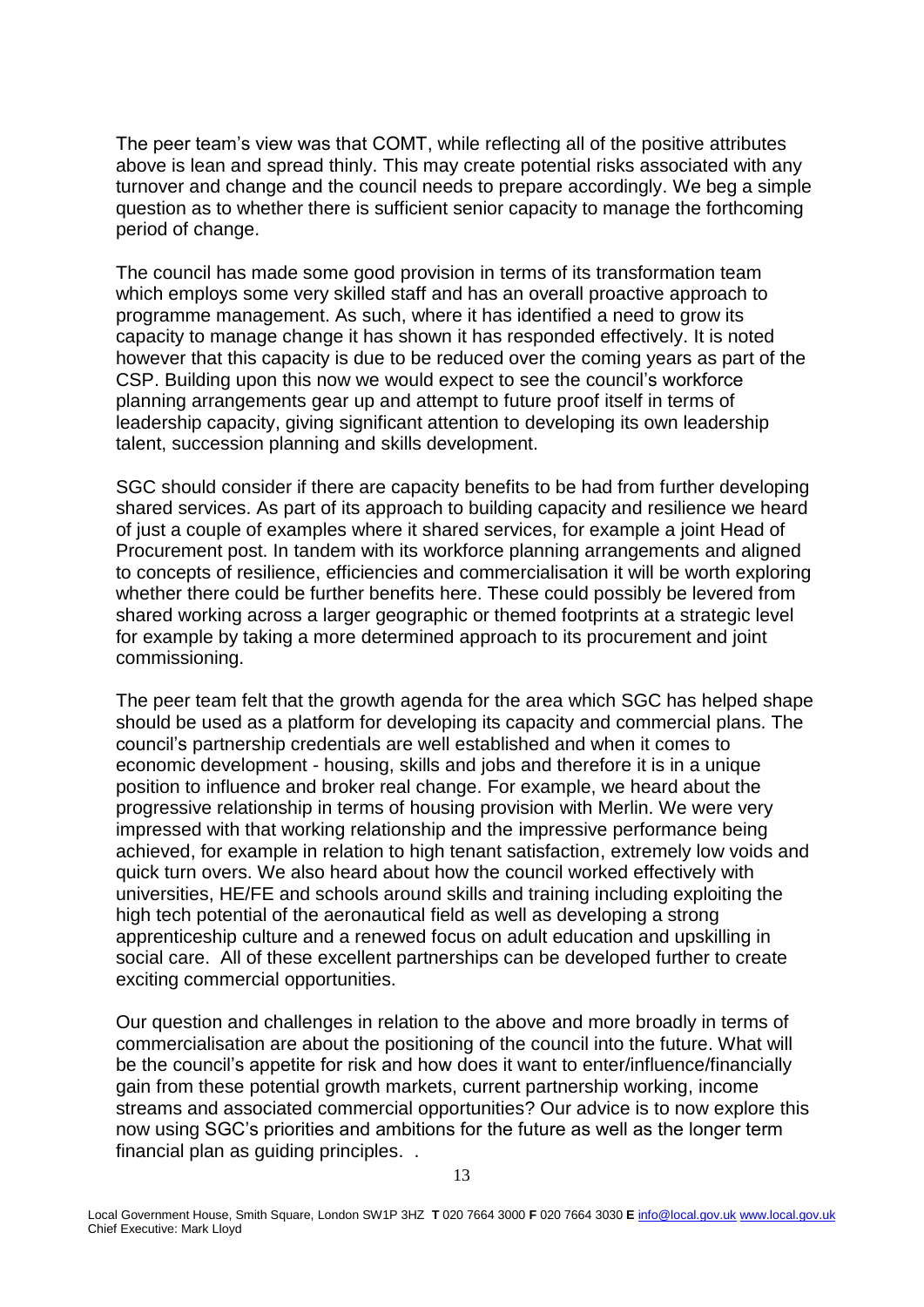The peer team's view was that COMT, while reflecting all of the positive attributes above is lean and spread thinly. This may create potential risks associated with any turnover and change and the council needs to prepare accordingly. We beg a simple question as to whether there is sufficient senior capacity to manage the forthcoming period of change.

The council has made some good provision in terms of its transformation team which employs some very skilled staff and has an overall proactive approach to programme management. As such, where it has identified a need to grow its capacity to manage change it has shown it has responded effectively. It is noted however that this capacity is due to be reduced over the coming years as part of the CSP. Building upon this now we would expect to see the council's workforce planning arrangements gear up and attempt to future proof itself in terms of leadership capacity, giving significant attention to developing its own leadership talent, succession planning and skills development.

SGC should consider if there are capacity benefits to be had from further developing shared services. As part of its approach to building capacity and resilience we heard of just a couple of examples where it shared services, for example a joint Head of Procurement post. In tandem with its workforce planning arrangements and aligned to concepts of resilience, efficiencies and commercialisation it will be worth exploring whether there could be further benefits here. These could possibly be levered from shared working across a larger geographic or themed footprints at a strategic level for example by taking a more determined approach to its procurement and joint commissioning.

The peer team felt that the growth agenda for the area which SGC has helped shape should be used as a platform for developing its capacity and commercial plans. The council's partnership credentials are well established and when it comes to economic development - housing, skills and jobs and therefore it is in a unique position to influence and broker real change. For example, we heard about the progressive relationship in terms of housing provision with Merlin. We were very impressed with that working relationship and the impressive performance being achieved, for example in relation to high tenant satisfaction, extremely low voids and quick turn overs. We also heard about how the council worked effectively with universities, HE/FE and schools around skills and training including exploiting the high tech potential of the aeronautical field as well as developing a strong apprenticeship culture and a renewed focus on adult education and upskilling in social care. All of these excellent partnerships can be developed further to create exciting commercial opportunities.

Our question and challenges in relation to the above and more broadly in terms of commercialisation are about the positioning of the council into the future. What will be the council's appetite for risk and how does it want to enter/influence/financially gain from these potential growth markets, current partnership working, income streams and associated commercial opportunities? Our advice is to now explore this now using SGC's priorities and ambitions for the future as well as the longer term financial plan as guiding principles. .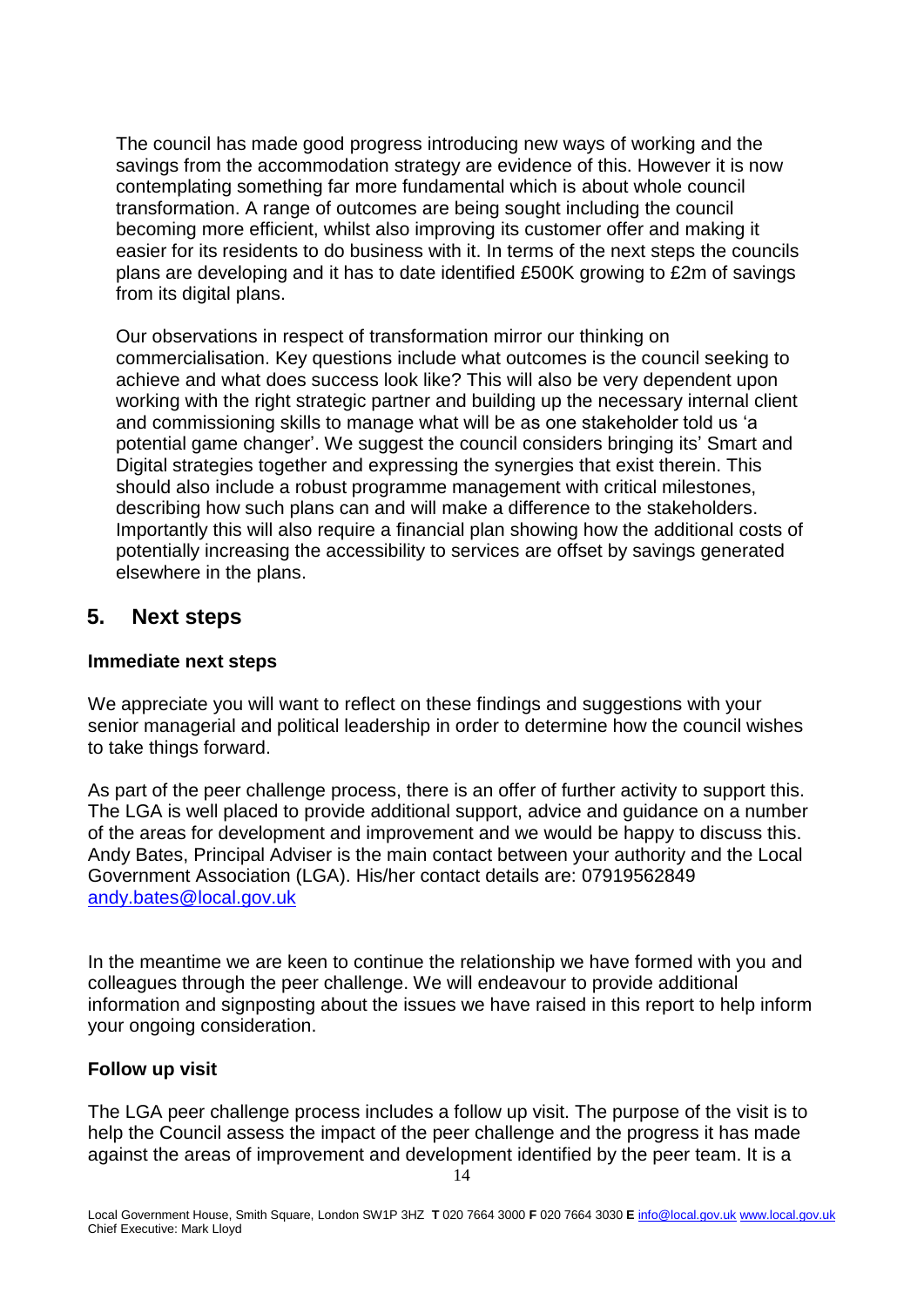The council has made good progress introducing new ways of working and the savings from the accommodation strategy are evidence of this. However it is now contemplating something far more fundamental which is about whole council transformation. A range of outcomes are being sought including the council becoming more efficient, whilst also improving its customer offer and making it easier for its residents to do business with it. In terms of the next steps the councils plans are developing and it has to date identified £500K growing to £2m of savings from its digital plans.

Our observations in respect of transformation mirror our thinking on commercialisation. Key questions include what outcomes is the council seeking to achieve and what does success look like? This will also be very dependent upon working with the right strategic partner and building up the necessary internal client and commissioning skills to manage what will be as one stakeholder told us 'a potential game changer'. We suggest the council considers bringing its' Smart and Digital strategies together and expressing the synergies that exist therein. This should also include a robust programme management with critical milestones, describing how such plans can and will make a difference to the stakeholders. Importantly this will also require a financial plan showing how the additional costs of potentially increasing the accessibility to services are offset by savings generated elsewhere in the plans.

## 5. Next steps

**Immediate next steps**

We appreciate you will want to reflect on these findings and suggestions with your senior managerial and political leadership in order to determine how the council wishes to take things forward.

As part of the peer challenge process, there is an offer of further activity to support this. The LGA is well placed to provide additional support, advice and guidance on a number of the areas for development and improvement and we would be happy to discuss this. Andy Bates, Principal Adviser is the main contact between your authority and the Local Government Association (LGA). His/her contact details are: 07919562849 andy.bates@local.gov.uk

In the meantime we are keen to continue the relationship we have formed with you and colleagues through the peer challenge. We will endeavour to provide additional information and signposting about the issues we have raised in this report to help inform your ongoing consideration.

**Follow up visit**

The LGA peer challenge process includes a follow up visit. The purpose of the visit is to help the Council assess the impact of the peer challenge and the progress it has made against the areas of improvement and development identified by the peer team. It is a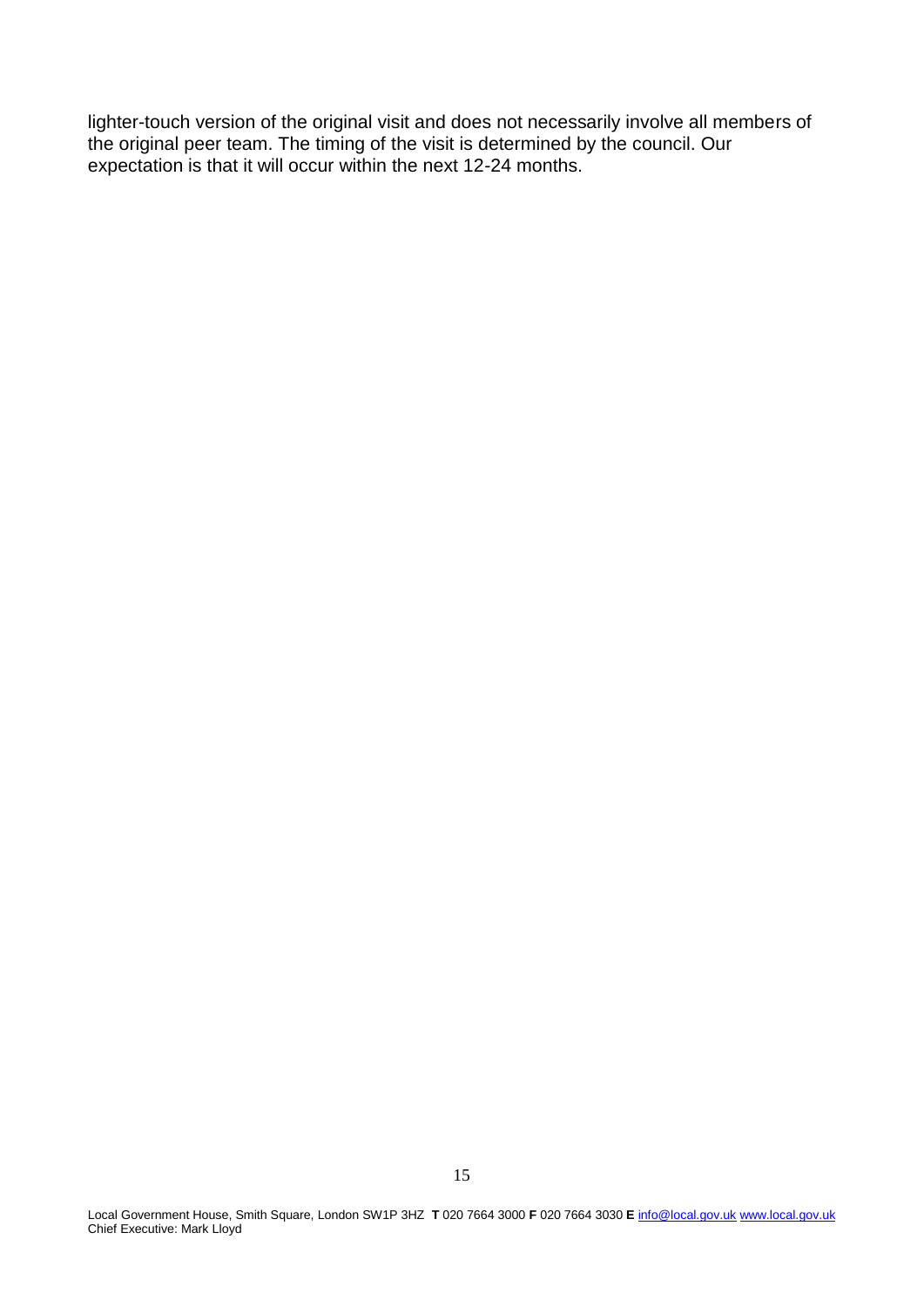lighter-touch version of the original visit and does not necessarily involve all members of the original peer team. The timing of the visit is determined by the council. Our expectation is that it will occur within the next 12-24 months.